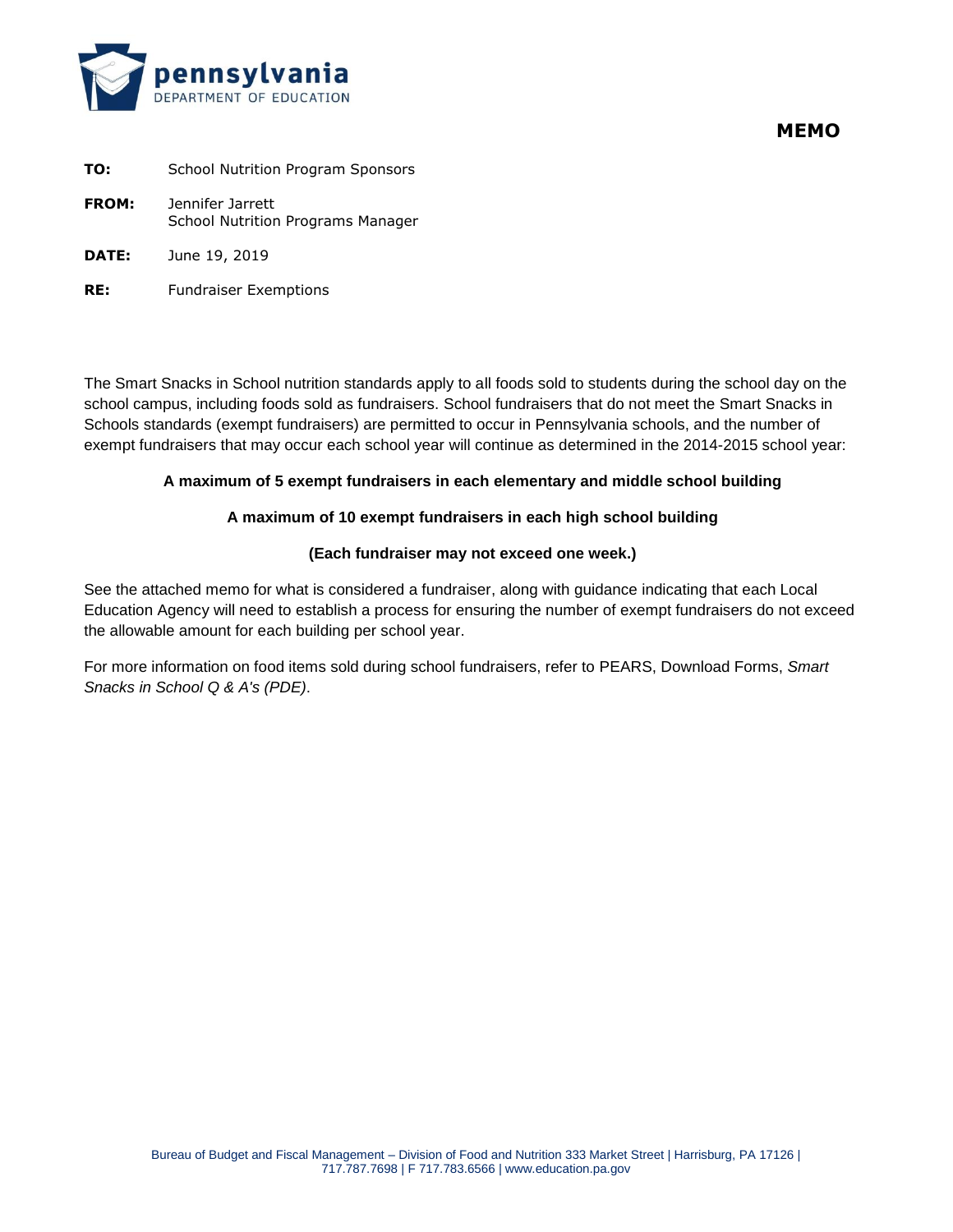pennsylvania
DEPARTMENT OF EDUCATION

# MEMO

**TO:** School Nutrition Program Sponsors

**FROM:** Jennifer Jarrett
School Nutrition Programs Manager

**DATE:** June 19, 2019

**RE:** Fundraiser Exemptions

The Smart Snacks in School nutrition standards apply to all foods sold to students during the school day on the school campus, including foods sold as fundraisers. School fundraisers that do not meet the Smart Snacks in Schools standards (exempt fundraisers) are permitted to occur in Pennsylvania schools, and the number of exempt fundraisers that may occur each school year will continue as determined in the 2014-2015 school year:

**A maximum of 5 exempt fundraisers in each elementary and middle school building**

**A maximum of 10 exempt fundraisers in each high school building**

**(Each fundraiser may not exceed one week.)**

See the attached memo for what is considered a fundraiser, along with guidance indicating that each Local Education Agency will need to establish a process for ensuring the number of exempt fundraisers do not exceed the allowable amount for each building per school year.

For more information on food items sold during school fundraisers, refer to PEARS, Download Forms, *Smart Snacks in School Q & A's (PDE)*.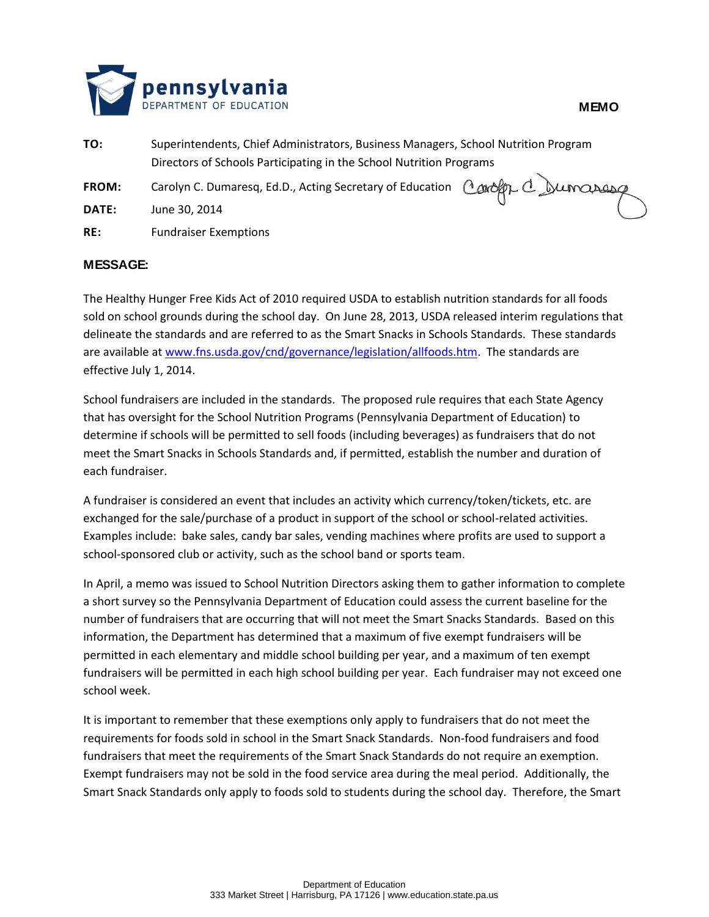**MEMO**

| | |
|---|---|
| **TO:** | Superintendents, Chief Administrators, Business Managers, School Nutrition Program Directors of Schools Participating in the School Nutrition Programs |
| **FROM:** | Carolyn C. Dumaresq, Ed.D., Acting Secretary of Education |
| **DATE:** | June 30, 2014 |
| **RE:** | Fundraiser Exemptions |

**MESSAGE:**

The Healthy Hunger Free Kids Act of 2010 required USDA to establish nutrition standards for all foods sold on school grounds during the school day. On June 28, 2013, USDA released interim regulations that delineate the standards and are referred to as the Smart Snacks in Schools Standards. These standards are available at [www.fns.usda.gov/cnd/governance/legislation/allfoods.htm](www.fns.usda.gov/cnd/governance/legislation/allfoods.htm). The standards are effective July 1, 2014.

School fundraisers are included in the standards. The proposed rule requires that each State Agency that has oversight for the School Nutrition Programs (Pennsylvania Department of Education) to determine if schools will be permitted to sell foods (including beverages) as fundraisers that do not meet the Smart Snacks in Schools Standards and, if permitted, establish the number and duration of each fundraiser.

A fundraiser is considered an event that includes an activity which currency/token/tickets, etc. are exchanged for the sale/purchase of a product in support of the school or school-related activities. Examples include: bake sales, candy bar sales, vending machines where profits are used to support a school-sponsored club or activity, such as the school band or sports team.

In April, a memo was issued to School Nutrition Directors asking them to gather information to complete a short survey so the Pennsylvania Department of Education could assess the current baseline for the number of fundraisers that are occurring that will not meet the Smart Snacks Standards. Based on this information, the Department has determined that a maximum of five exempt fundraisers will be permitted in each elementary and middle school building per year, and a maximum of ten exempt fundraisers will be permitted in each high school building per year. Each fundraiser may not exceed one school week.

It is important to remember that these exemptions only apply to fundraisers that do not meet the requirements for foods sold in school in the Smart Snack Standards. Non-food fundraisers and food fundraisers that meet the requirements of the Smart Snack Standards do not require an exemption. Exempt fundraisers may not be sold in the food service area during the meal period. Additionally, the Smart Snack Standards only apply to foods sold to students during the school day. Therefore, the Smart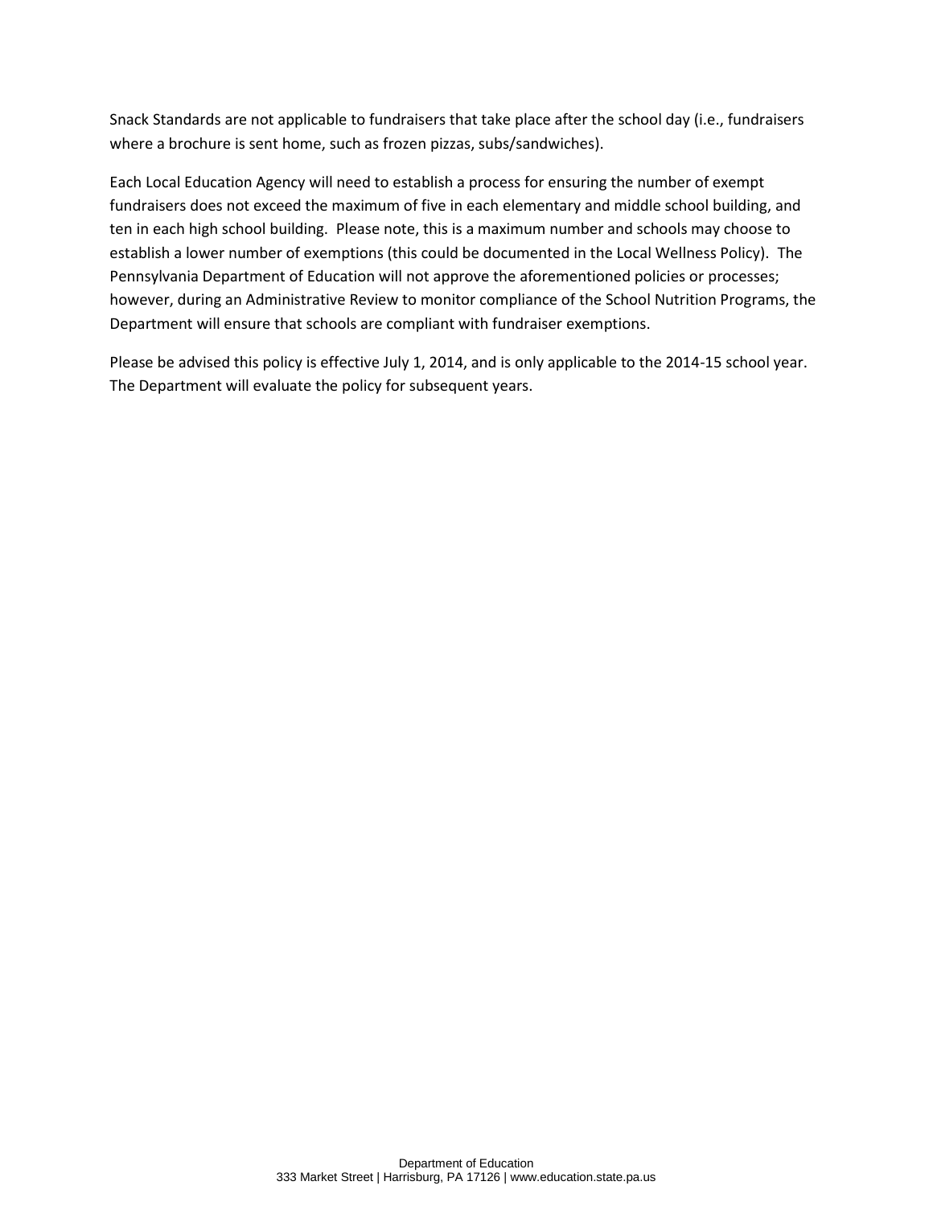Snack Standards are not applicable to fundraisers that take place after the school day (i.e., fundraisers where a brochure is sent home, such as frozen pizzas, subs/sandwiches).

Each Local Education Agency will need to establish a process for ensuring the number of exempt fundraisers does not exceed the maximum of five in each elementary and middle school building, and ten in each high school building. Please note, this is a maximum number and schools may choose to establish a lower number of exemptions (this could be documented in the Local Wellness Policy). The Pennsylvania Department of Education will not approve the aforementioned policies or processes; however, during an Administrative Review to monitor compliance of the School Nutrition Programs, the Department will ensure that schools are compliant with fundraiser exemptions.

Please be advised this policy is effective July 1, 2014, and is only applicable to the 2014-15 school year. The Department will evaluate the policy for subsequent years.